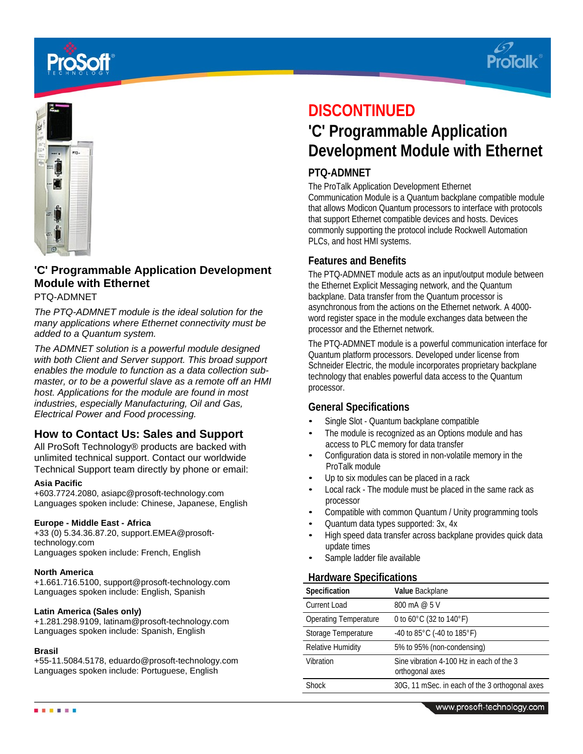# DISCONTINUED

# 'C' Programmable Application Development Module with Ethernet

## PTQ-ADMNET

The ProTalk Application Development Ethernet Communication Module is a Quantum backplane compatible module that allows Modicon Quantum processors to interface with protocols that support Ethernet compatible devices and hosts. Devices commonly supporting the protocol include Rockwell Automation PLCs, and host HMI systems.

## Features and Benefits

The PTQ-ADMNET module acts as an input/output module between the Ethernet Explicit Messaging network, and the Quantum backplane. Data transfer from the Quantum processor is asynchronous from the actions on the Ethernet network. A 4000-word register space in the module exchanges data between the processor and the Ethernet network.

The PTQ-ADMNET module is a powerful communication interface for Quantum platform processors. Developed under license from Schneider Electric, the module incorporates proprietary backplane technology that enables powerful data access to the Quantum processor.

## General Specifications

- Single Slot - Quantum backplane compatible
- The module is recognized as an Options module and has access to PLC memory for data transfer
- Configuration data is stored in non-volatile memory in the ProTalk module
- Up to six modules can be placed in a rack
- Local rack - The module must be placed in the same rack as processor
- Compatible with common Quantum / Unity programming tools
- Quantum data types supported: 3x, 4x
- High speed data transfer across backplane provides quick data update times
- Sample ladder file available

## Hardware Specifications

| Specification | Value Backplane |
|---|---|
| Current Load | 800 mA @ 5 V |
| Operating Temperature | 0 to 60°C (32 to 140°F) |
| Storage Temperature | -40 to 85°C (-40 to 185°F) |
| Relative Humidity | 5% to 95% (non-condensing) |
| Vibration | Sine vibration 4-100 Hz in each of the 3 orthogonal axes |
| Shock | 30G, 11 mSec. in each of the 3 orthogonal axes |

## 'C' Programmable Application Development Module with Ethernet

PTQ-ADMNET

*The PTQ-ADMNET module is the ideal solution for the many applications where Ethernet connectivity must be added to a Quantum system.*

*The ADMNET solution is a powerful module designed with both Client and Server support. This broad support enables the module to function as a data collection sub-master, or to be a powerful slave as a remote off an HMI host. Applications for the module are found in most industries, especially Manufacturing, Oil and Gas, Electrical Power and Food processing.*

## How to Contact Us: Sales and Support

All ProSoft Technology® products are backed with unlimited technical support. Contact our worldwide Technical Support team directly by phone or email:

**Asia Pacific**
+603.7724.2080, asiapc@prosoft-technology.com
Languages spoken include: Chinese, Japanese, English

**Europe - Middle East - Africa**
+33 (0) 5.34.36.87.20, support.EMEA@prosoft-technology.com
Languages spoken include: French, English

**North America**
+1.661.716.5100, support@prosoft-technology.com
Languages spoken include: English, Spanish

**Latin America (Sales only)**
+1.281.298.9109, latinam@prosoft-technology.com
Languages spoken include: Spanish, English

**Brasil**
+55-11.5084.5178, eduardo@prosoft-technology.com
Languages spoken include: Portuguese, English

www.prosoft-technology.com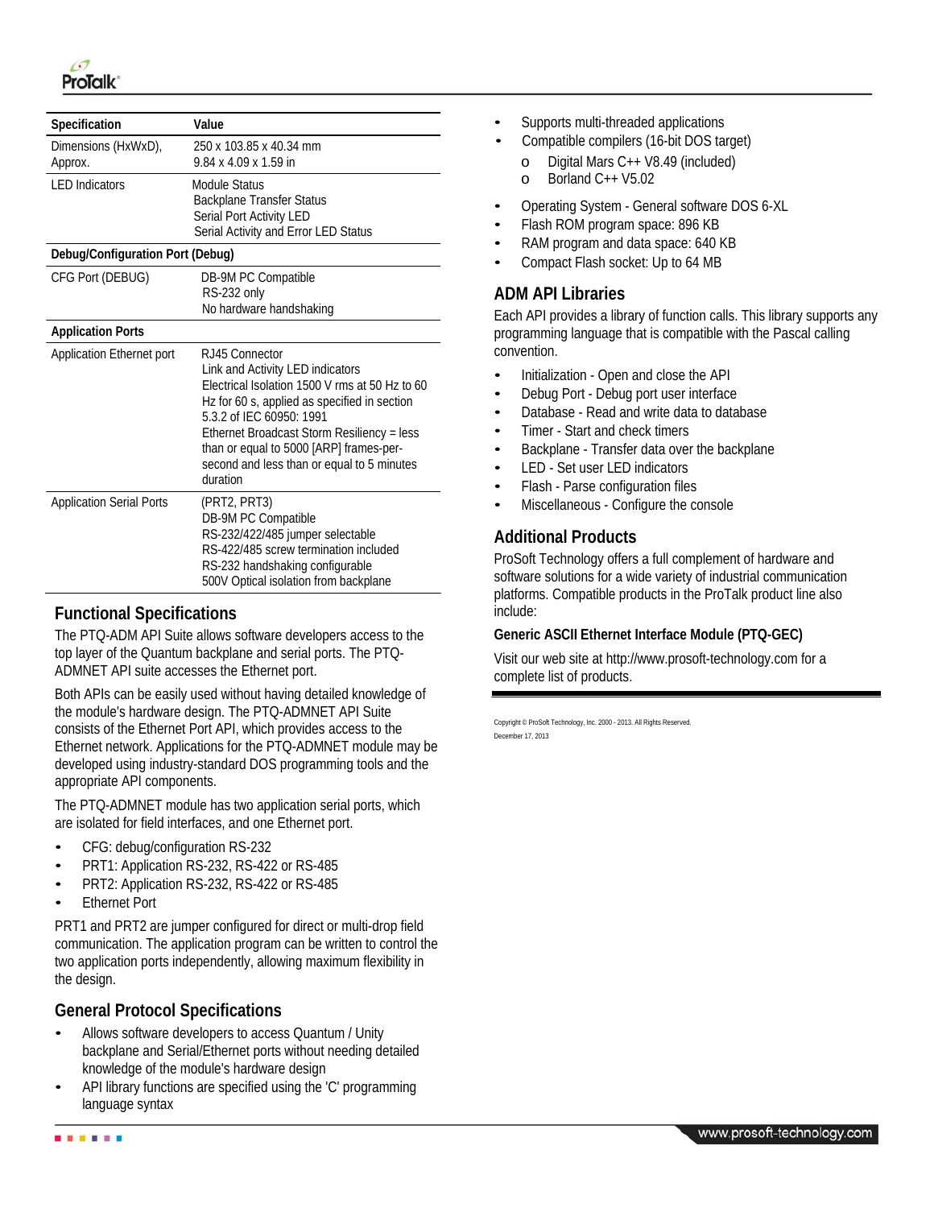| Specification | Value |
| --- | --- |
| Dimensions (HxWxD), Approx. | 250 x 103.85 x 40.34 mm<br>9.84 x 4.09 x 1.59 in |
| LED Indicators | Module Status<br>Backplane Transfer Status<br>Serial Port Activity LED<br>Serial Activity and Error LED Status |
| **Debug/Configuration Port (Debug)** | |
| CFG Port (DEBUG) | DB-9M PC Compatible<br>RS-232 only<br>No hardware handshaking |
| **Application Ports** | |
| Application Ethernet port | RJ45 Connector<br>Link and Activity LED indicators<br>Electrical Isolation 1500 V rms at 50 Hz to 60 Hz for 60 s, applied as specified in section 5.3.2 of IEC 60950: 1991<br>Ethernet Broadcast Storm Resiliency = less than or equal to 5000 [ARP] frames-per-second and less than or equal to 5 minutes duration |
| Application Serial Ports | (PRT2, PRT3)<br>DB-9M PC Compatible<br>RS-232/422/485 jumper selectable<br>RS-422/485 screw termination included<br>RS-232 handshaking configurable<br>500V Optical isolation from backplane |

## Functional Specifications

The PTQ-ADM API Suite allows software developers access to the top layer of the Quantum backplane and serial ports. The PTQ-ADMNET API suite accesses the Ethernet port.

Both APIs can be easily used without having detailed knowledge of the module's hardware design. The PTQ-ADMNET API Suite consists of the Ethernet Port API, which provides access to the Ethernet network. Applications for the PTQ-ADMNET module may be developed using industry-standard DOS programming tools and the appropriate API components.

The PTQ-ADMNET module has two application serial ports, which are isolated for field interfaces, and one Ethernet port.

- CFG: debug/configuration RS-232
- PRT1: Application RS-232, RS-422 or RS-485
- PRT2: Application RS-232, RS-422 or RS-485
- Ethernet Port

PRT1 and PRT2 are jumper configured for direct or multi-drop field communication. The application program can be written to control the two application ports independently, allowing maximum flexibility in the design.

## General Protocol Specifications

- Allows software developers to access Quantum / Unity backplane and Serial/Ethernet ports without needing detailed knowledge of the module's hardware design
- API library functions are specified using the 'C' programming language syntax
- Supports multi-threaded applications
- Compatible compilers (16-bit DOS target)
  - Digital Mars C++ V8.49 (included)
  - Borland C++ V5.02
- Operating System - General software DOS 6-XL
- Flash ROM program space: 896 KB
- RAM program and data space: 640 KB
- Compact Flash socket: Up to 64 MB

## ADM API Libraries

Each API provides a library of function calls. This library supports any programming language that is compatible with the Pascal calling convention.

- Initialization - Open and close the API
- Debug Port - Debug port user interface
- Database - Read and write data to database
- Timer - Start and check timers
- Backplane - Transfer data over the backplane
- LED - Set user LED indicators
- Flash - Parse configuration files
- Miscellaneous - Configure the console

## Additional Products

ProSoft Technology offers a full complement of hardware and software solutions for a wide variety of industrial communication platforms. Compatible products in the ProTalk product line also include:

**Generic ASCII Ethernet Interface Module (PTQ-GEC)**

Visit our web site at http://www.prosoft-technology.com for a complete list of products.

Copyright © ProSoft Technology, Inc. 2000 - 2013. All Rights Reserved.
December 17, 2013